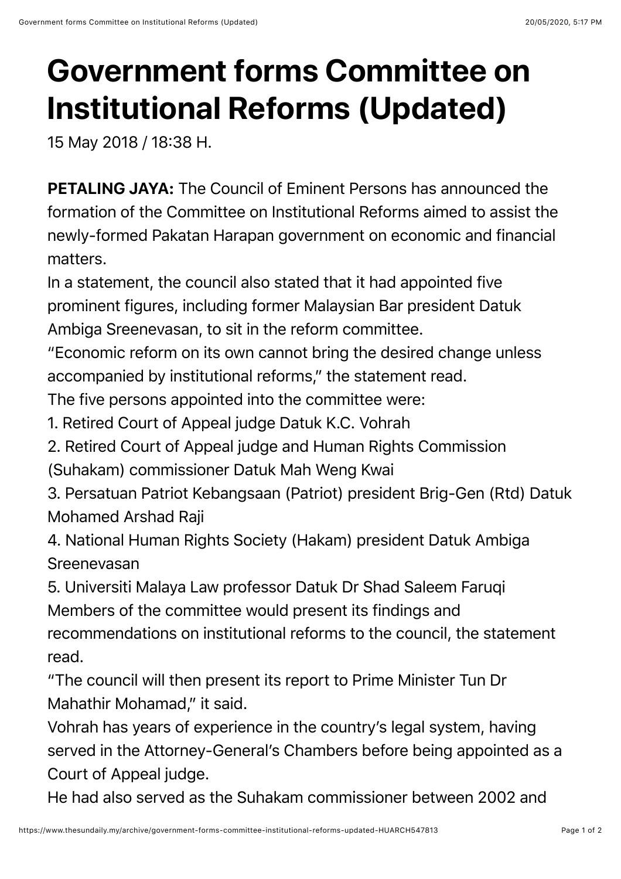# Government forms Committee on Institutional Reforms (Updated)

15 May 2018 / 18:38 H.

**PETALING JAYA:** The Council of Eminent Persons has announced the formation of the Committee on Institutional Reforms aimed to assist the newly-formed Pakatan Harapan government on economic and financial matters.

In a statement, the council also stated that it had appointed five prominent figures, including former Malaysian Bar president Datuk Ambiga Sreenevasan, to sit in the reform committee.

"Economic reform on its own cannot bring the desired change unless accompanied by institutional reforms," the statement read.

The five persons appointed into the committee were:

1. Retired Court of Appeal judge Datuk K.C. Vohrah
2. Retired Court of Appeal judge and Human Rights Commission (Suhakam) commissioner Datuk Mah Weng Kwai
3. Persatuan Patriot Kebangsaan (Patriot) president Brig-Gen (Rtd) Datuk Mohamed Arshad Raji
4. National Human Rights Society (Hakam) president Datuk Ambiga Sreenevasan
5. Universiti Malaya Law professor Datuk Dr Shad Saleem Faruqi

Members of the committee would present its findings and recommendations on institutional reforms to the council, the statement read.

"The council will then present its report to Prime Minister Tun Dr Mahathir Mohamad," it said.

Vohrah has years of experience in the country's legal system, having served in the Attorney-General's Chambers before being appointed as a Court of Appeal judge.

He had also served as the Suhakam commissioner between 2002 and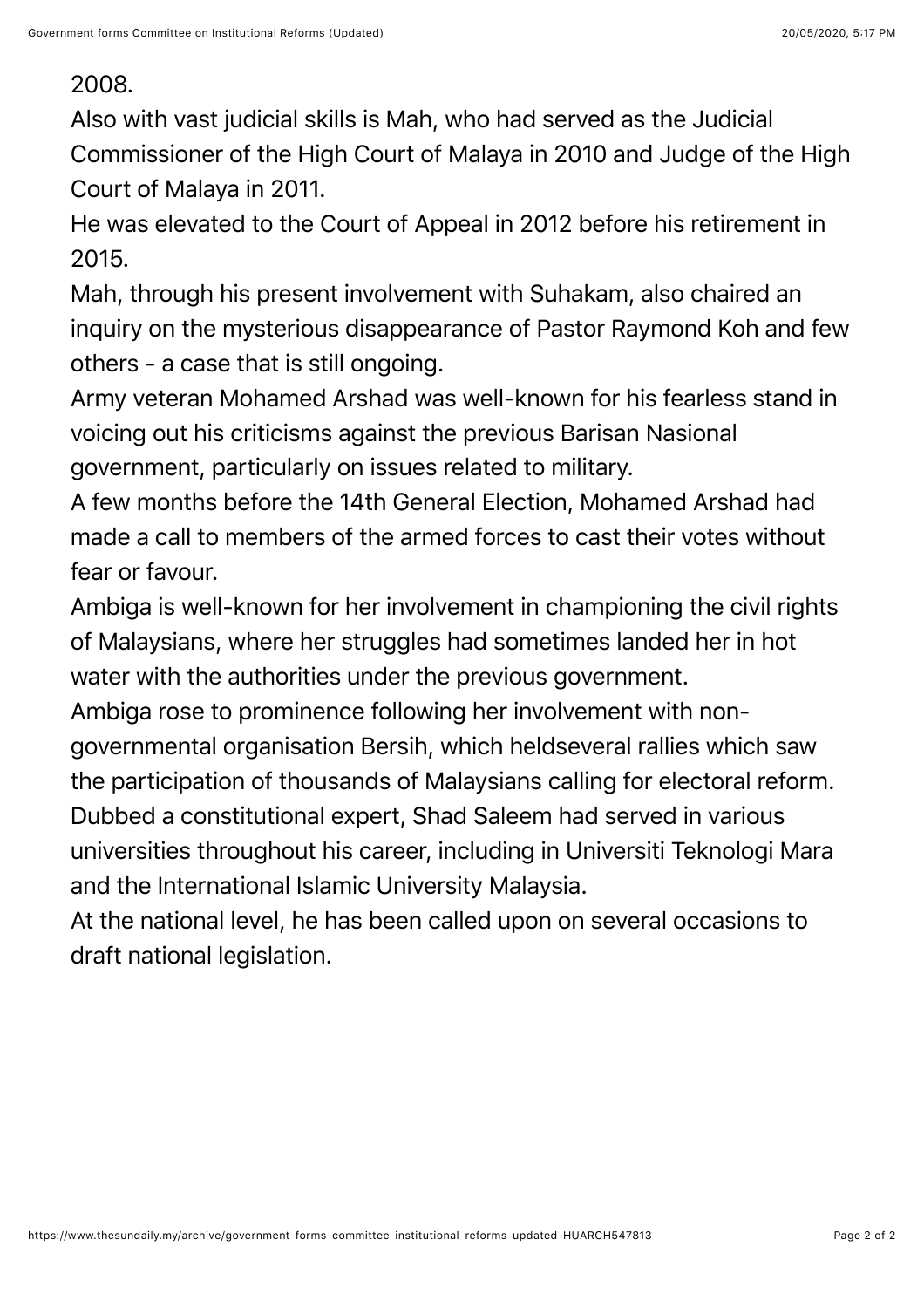2008.

Also with vast judicial skills is Mah, who had served as the Judicial Commissioner of the High Court of Malaya in 2010 and Judge of the High Court of Malaya in 2011.

He was elevated to the Court of Appeal in 2012 before his retirement in 2015.

Mah, through his present involvement with Suhakam, also chaired an inquiry on the mysterious disappearance of Pastor Raymond Koh and few others - a case that is still ongoing.

Army veteran Mohamed Arshad was well-known for his fearless stand in voicing out his criticisms against the previous Barisan Nasional government, particularly on issues related to military.

A few months before the 14th General Election, Mohamed Arshad had made a call to members of the armed forces to cast their votes without fear or favour.

Ambiga is well-known for her involvement in championing the civil rights of Malaysians, where her struggles had sometimes landed her in hot water with the authorities under the previous government.

Ambiga rose to prominence following her involvement with non-governmental organisation Bersih, which heldseveral rallies which saw the participation of thousands of Malaysians calling for electoral reform.

Dubbed a constitutional expert, Shad Saleem had served in various universities throughout his career, including in Universiti Teknologi Mara and the International Islamic University Malaysia.

At the national level, he has been called upon on several occasions to draft national legislation.